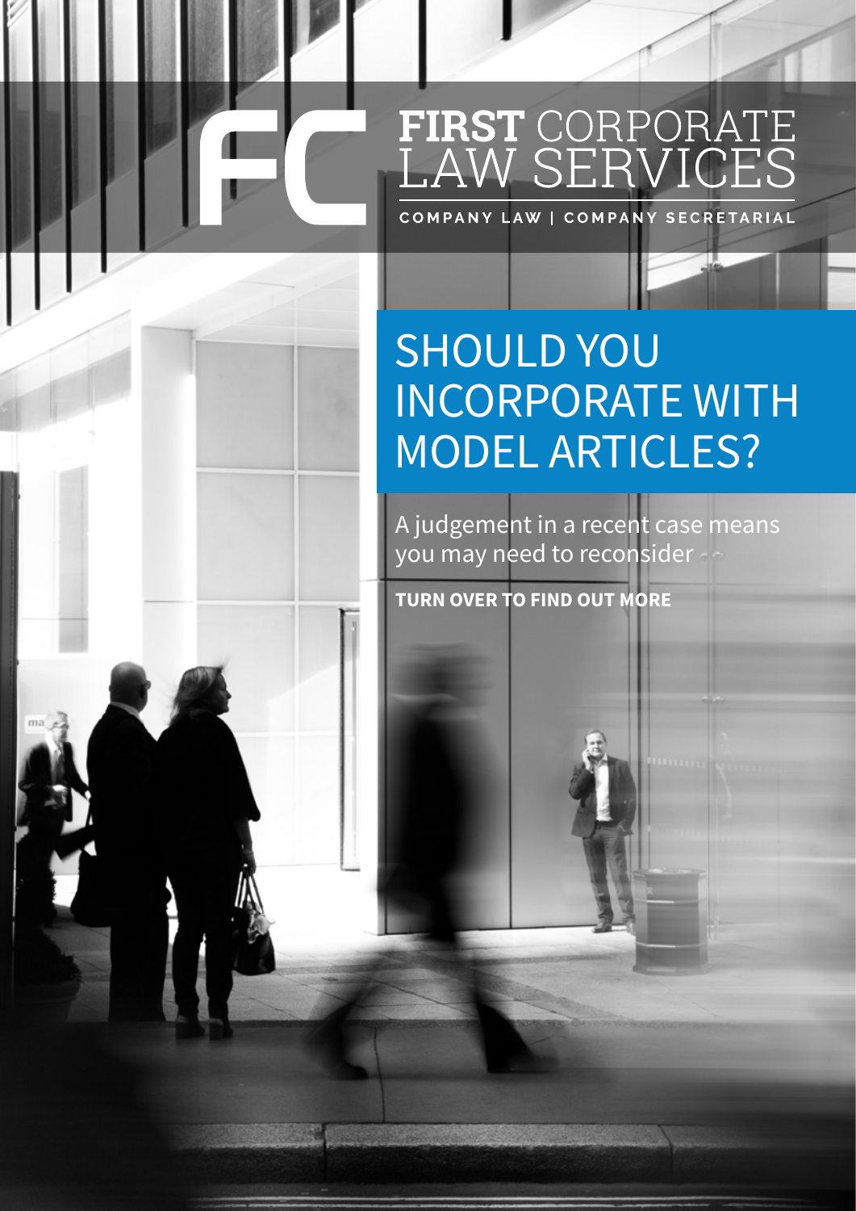FC

**FIRST** CORPORATE LAW SERVICES

COMPANY LAW | COMPANY SECRETARIAL

# SHOULD YOU INCORPORATE WITH MODEL ARTICLES?

A judgement in a recent case means you may need to reconsider

**TURN OVER TO FIND OUT MORE**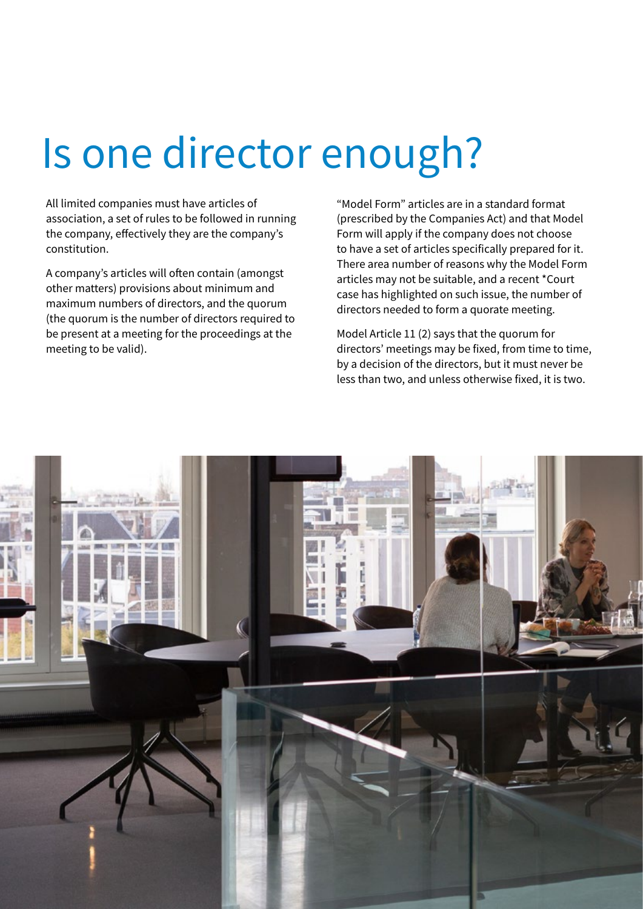# Is one director enough?

All limited companies must have articles of association, a set of rules to be followed in running the company, effectively they are the company's constitution.

A company's articles will often contain (amongst other matters) provisions about minimum and maximum numbers of directors, and the quorum (the quorum is the number of directors required to be present at a meeting for the proceedings at the meeting to be valid).

"Model Form" articles are in a standard format (prescribed by the Companies Act) and that Model Form will apply if the company does not choose to have a set of articles specifically prepared for it. There area number of reasons why the Model Form articles may not be suitable, and a recent *Court case has highlighted on such issue, the number of directors needed to form a quorate meeting.

Model Article 11 (2) says that the quorum for directors' meetings may be fixed, from time to time, by a decision of the directors, but it must never be less than two, and unless otherwise fixed, it is two.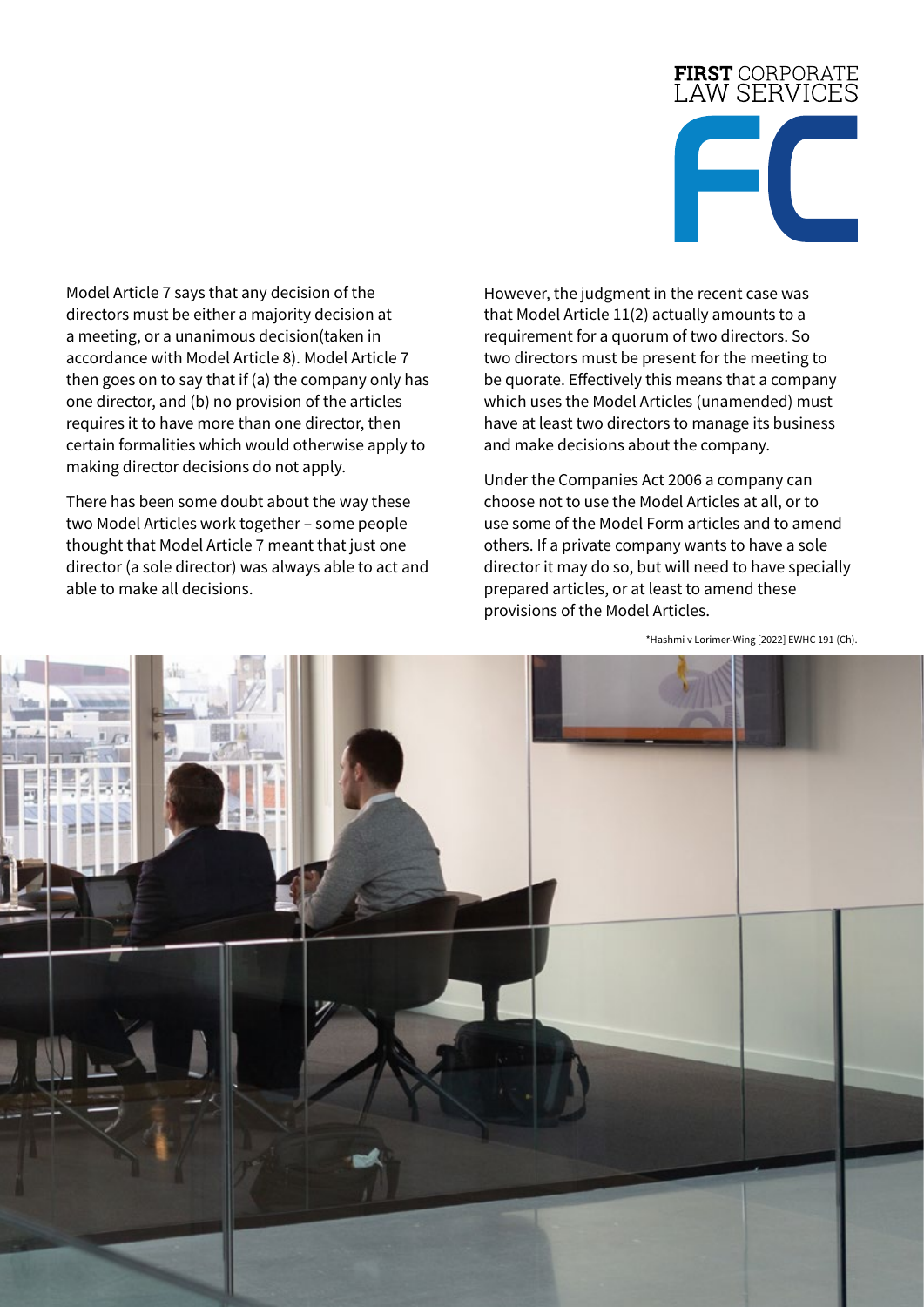Model Article 7 says that any decision of the directors must be either a majority decision at a meeting, or a unanimous decision(taken in accordance with Model Article 8). Model Article 7 then goes on to say that if (a) the company only has one director, and (b) no provision of the articles requires it to have more than one director, then certain formalities which would otherwise apply to making director decisions do not apply.

There has been some doubt about the way these two Model Articles work together – some people thought that Model Article 7 meant that just one director (a sole director) was always able to act and able to make all decisions.

However, the judgment in the recent case was that Model Article 11(2) actually amounts to a requirement for a quorum of two directors. So two directors must be present for the meeting to be quorate. Effectively this means that a company which uses the Model Articles (unamended) must have at least two directors to manage its business and make decisions about the company.

Under the Companies Act 2006 a company can choose not to use the Model Articles at all, or to use some of the Model Form articles and to amend others. If a private company wants to have a sole director it may do so, but will need to have specially prepared articles, or at least to amend these provisions of the Model Articles.

*Hashmi v Lorimer-Wing [2022] EWHC 191 (Ch).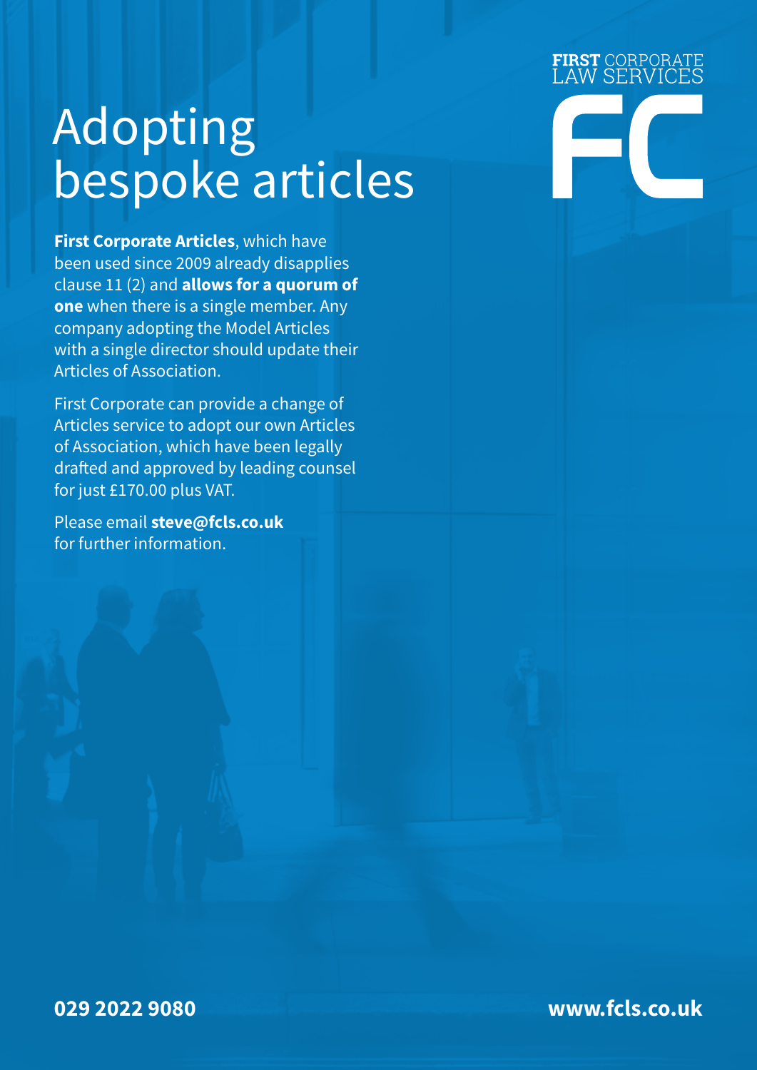FIRST CORPORATE
LAW SERVICES

# Adopting bespoke articles

**First Corporate Articles**, which have been used since 2009 already disapplies clause 11 (2) and **allows for a quorum of one** when there is a single member. Any company adopting the Model Articles with a single director should update their Articles of Association.

First Corporate can provide a change of Articles service to adopt our own Articles of Association, which have been legally drafted and approved by leading counsel for just £170.00 plus VAT.

Please email **steve@fcls.co.uk** for further information.

**029 2022 9080**

**www.fcls.co.uk**